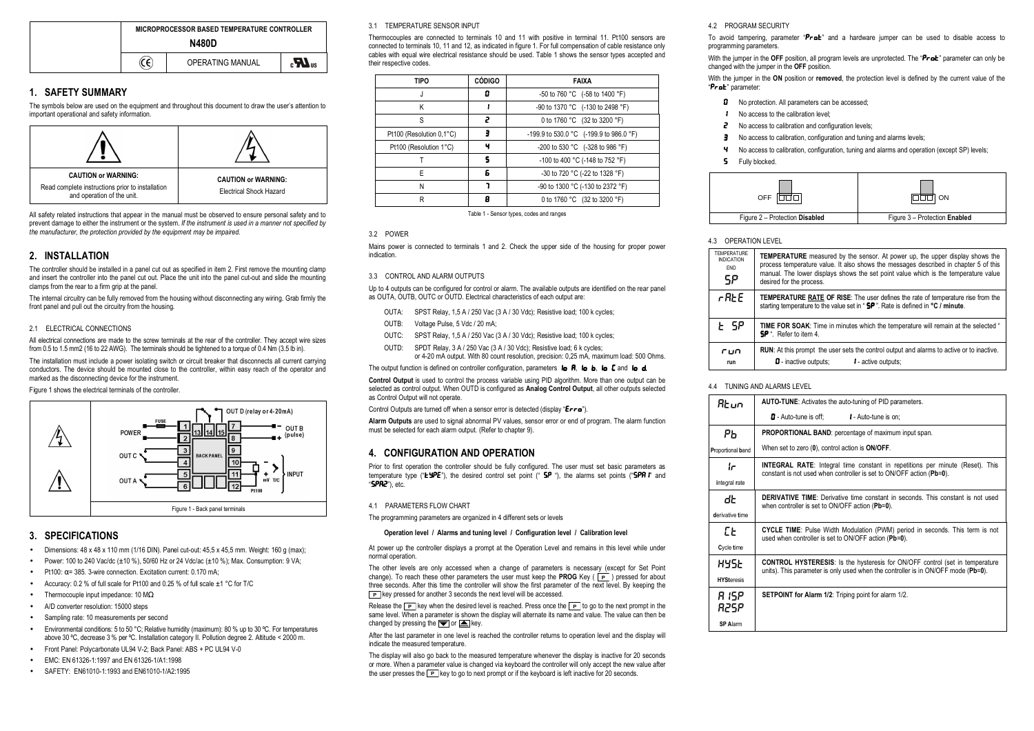| | MICROPROCESSOR BASED TEMPERATURE CONTROLLER N480D | |
|---|---|---|
| | CE | OPERATING MANUAL | cULus |

## 1. SAFETY SUMMARY

The symbols below are used on the equipment and throughout this document to draw the user's attention to important operational and safety information.

| CAUTION or WARNING: | CAUTION or WARNING: |
|---|---|
| Read complete instructions prior to installation and operation of the unit. | Electrical Shock Hazard |

All safety related instructions that appear in the manual must be observed to ensure personal safety and to prevent damage to either the instrument or the system. *If the instrument is used in a manner not specified by the manufacturer, the protection provided by the equipment may be impaired.*

## 2. INSTALLATION

The controller should be installed in a panel cut out as specified in item 2. First remove the mounting clamp and insert the controller into the panel cut out. Place the unit into the panel cut-out and slide the mounting clamps from the rear to a firm grip at the panel.

The internal circuitry can be fully removed from the housing without disconnecting any wiring. Grab firmly the front panel and pull out the circuitry from the housing.

### 2.1 ELECTRICAL CONNECTIONS

All electrical connections are made to the screw terminals at the rear of the controller. They accept wire sizes from 0.5 to 1.5 mm2 (16 to 22 AWG). The terminals should be tightened to a torque of 0.4 Nm (3.5 lb in).

The installation must include a power isolating switch or circuit breaker that disconnects all current carrying conductors. The device should be mounted close to the controller, within easy reach of the operator and marked as the disconnecting device for the instrument.

Figure 1 shows the electrical terminals of the controller.

POWER, FUSE, OUT C, OUT A, BACK PANEL, OUT D (relay or 4-20mA), OUT B (pulse), INPUT, mV T/C, Pt100

Figure 1 - Back panel terminals

## 3. SPECIFICATIONS

- Dimensions: 48 x 48 x 110 mm (1/16 DIN). Panel cut-out: 45,5 x 45,5 mm. Weight: 160 g (max);
- Power: 100 to 240 Vac/dc (±10 %), 50/60 Hz or 24 Vdc/ac (±10 %); Max. Consumption: 9 VA;
- Pt100: α= 385. 3-wire connection. Excitation current: 0.170 mA;
- Accuracy: 0.2 % of full scale for Pt100 and 0.25 % of full scale ±1 °C for T/C
- Thermocouple input impedance: 10 MΩ
- A/D converter resolution: 15000 steps
- Sampling rate: 10 measurements per second
- Environmental conditions: 5 to 50 °C; Relative humidity (maximum): 80 % up to 30 ºC. For temperatures above 30 ºC, decrease 3 % per ºC. Installation category II. Pollution degree 2. Altitude < 2000 m.
- Front Panel: Polycarbonate UL94 V-2; Back Panel: ABS + PC UL94 V-0
- EMC: EN 61326-1:1997 and EN 61326-1/A1:1998
- SAFETY: EN61010-1:1993 and EN61010-1/A2:1995

### 3.1 TEMPERATURE SENSOR INPUT

Thermocouples are connected to terminals 10 and 11 with positive in terminal 11. Pt100 sensors are connected to terminals 10, 11 and 12, as indicated in figure 1. For full compensation of cable resistance only cables with equal wire electrical resistance should be used. Table 1 shows the sensor types accepted and their respective codes.

| TIPO | CÓDIGO | FAIXA |
|---|---|---|
| J | 0 | -50 to 760 °C (-58 to 1400 °F) |
| K | 1 | -90 to 1370 °C (-130 to 2498 °F) |
| S | 2 | 0 to 1760 °C (32 to 3200 °F) |
| Pt100 (Resolution 0,1°C) | 3 | -199.9 to 530.0 °C (-199.9 to 986.0 °F) |
| Pt100 (Resolution 1°C) | 4 | -200 to 530 °C (-328 to 986 °F) |
| T | 5 | -100 to 400 °C (-148 to 752 °F) |
| E | 6 | -30 to 720 °C (-22 to 1328 °F) |
| N | 7 | -90 to 1300 °C (-130 to 2372 °F) |
| R | 8 | 0 to 1760 °C (32 to 3200 °F) |

Table 1 - Sensor types, codes and ranges

### 3.2 POWER

Mains power is connected to terminals 1 and 2. Check the upper side of the housing for proper power indication.

### 3.3 CONTROL AND ALARM OUTPUTS

Up to 4 outputs can be configured for control or alarm. The available outputs are identified on the rear panel as OUTA, OUTB, OUTC or OUTD. Electrical characteristics of each output are:

- OUTA: SPST Relay, 1,5 A / 250 Vac (3 A / 30 Vdc); Resistive load; 100 k cycles;
- OUTB: Voltage Pulse, 5 Vdc / 20 mA;
- OUTC: SPST Relay, 1,5 A / 250 Vac (3 A / 30 Vdc); Resistive load; 100 k cycles;
- OUTD: SPDT Relay, 3 A / 250 Vac (3 A / 30 Vdc); Resistive load; 6 k cycles; or 4-20 mA output. With 80 count resolution, precision: 0,25 mA, maximum load: 500 Ohms.

The output function is defined on controller configuration, parameters **Io A**, **Io b**, **Io C** and **Io d**.

**Control Output** is used to control the process variable using PID algorithm. More than one output can be selected as control output. When OUTD is configured as **Analog Control Output**, all other outputs selected as Control Output will not operate.

Control Outputs are turned off when a sensor error is detected (display "**Erro**").

**Alarm Outputs** are used to signal abnormal PV values, sensor error or end of program. The alarm function must be selected for each alarm output. (Refer to chapter 9).

## 4. CONFIGURATION AND OPERATION

Prior to first operation the controller should be fully configured. The user must set basic parameters as temperature type ("**tYPE**"), the desired control set point ("**SP**"), the alarms set points ("**SPA1**" and "**SPA2**"), etc.

### 4.1 PARAMETERS FLOW CHART

The programming parameters are organized in 4 different sets or levels

**Operation level / Alarms and tuning level / Configuration level / Calibration level**

At power up the controller displays a prompt at the Operation Level and remains in this level while under normal operation.

The other levels are only accessed when a change of parameters is necessary (except for Set Point change). To reach these other parameters the user must keep the **PROG** Key ( P ) pressed for about three seconds. After this time the controller will show the first parameter of the next level. By keeping the P key pressed for another 3 seconds the next level will be accessed.

Release the P key when the desired level is reached. Press once the P to go to the next prompt in the same level. When a parameter is shown the display will alternate its name and value. The value can then be changed by pressing the ▼ or ▲ key.

After the last parameter in one level is reached the controller returns to operation level and the display will indicate the measured temperature.

The display will also go back to the measured temperature whenever the display is inactive for 20 seconds or more. When a parameter value is changed via keyboard the controller will only accept the new value after the user presses the P key to go to next prompt or if the keyboard is left inactive for 20 seconds.

### 4.2 PROGRAM SECURITY

To avoid tampering, parameter "**Prot**" and a hardware jumper can be used to disable access to programming parameters.

With the jumper in the **OFF** position, all program levels are unprotected. The "**Prot**" parameter can only be changed with the jumper in the **OFF** position.

With the jumper in the **ON** position or **removed**, the protection level is defined by the current value of the "**Prot**" parameter:

- **0** No protection. All parameters can be accessed;
- **1** No access to the calibration level;
- **2** No access to calibration and configuration levels;
- **3** No access to calibration, configuration and tuning and alarms levels;
- **4** No access to calibration, configuration, tuning and alarms and operation (except SP) levels;
- **5** Fully blocked.

| OFF | ON |
|---|---|
| Figure 2 – Protection **Disabled** | Figure 3 – Protection **Enabled** |

### 4.3 OPERATION LEVEL

| | |
|---|---|
| TEMPERATURE INDICATION END **SP** | **TEMPERATURE** measured by the sensor. At power up, the upper display shows the process temperature value. It also shows the messages described in chapter 5 of this manual. The lower displays shows the set point value which is the temperature value desired for the process. |
| **rAtE** | **TEMPERATURE RATE OF RISE**: The user defines the rate of temperature rise from the starting temperature to the value set in "**SP**". Rate is defined in **°C / minute**. |
| **t SP** | **TIME FOR SOAK**: Time in minutes which the temperature will remain at the selected "**SP**". Refer to item 4. |
| **run** run | **RUN**: At this prompt the user sets the control output and alarms to active or to inactive. **0** - inactive outputs; **1** - active outputs; |

### 4.4 TUNING AND ALARMS LEVEL

| | |
|---|---|
| **Atun** | **AUTO-TUNE**: Activates the auto-tuning of PID parameters. **0** - Auto-tune is off; **1** - Auto-tune is on; |
| **Pb** **P**roportional **b**and | **PROPORTIONAL BAND**: percentage of maximum input span. When set to zero (**0**), control action is **ON/OFF**. |
| **Ir** integral rate | **INTEGRAL RATE**: Integral time constant in repetitions per minute (Reset). This constant is not used when controller is set to ON/OFF action (**Pb=0**). |
| **dt** **d**erivative **t**ime | **DERIVATIVE TIME**: Derivative time constant in seconds. This constant is not used when controller is set to ON/OFF action (**Pb=0**). |
| **Ct** **C**ycle **t**ime | **CYCLE TIME**: Pulse Width Modulation (PWM) period in seconds. This term is not used when controller is set to ON/OFF action (**Pb=0**). |
| **HySt** **HYSt**eresis | **CONTROL HYSTERESIS**: Is the hysteresis for ON/OFF control (set in temperature units). This parameter is only used when the controller is in ON/OFF mode (**Pb=0**). |
| **A1SP** **A2SP** **SP A**larm | **SETPOINT for Alarm 1/2**: Triping point for alarm 1/2. |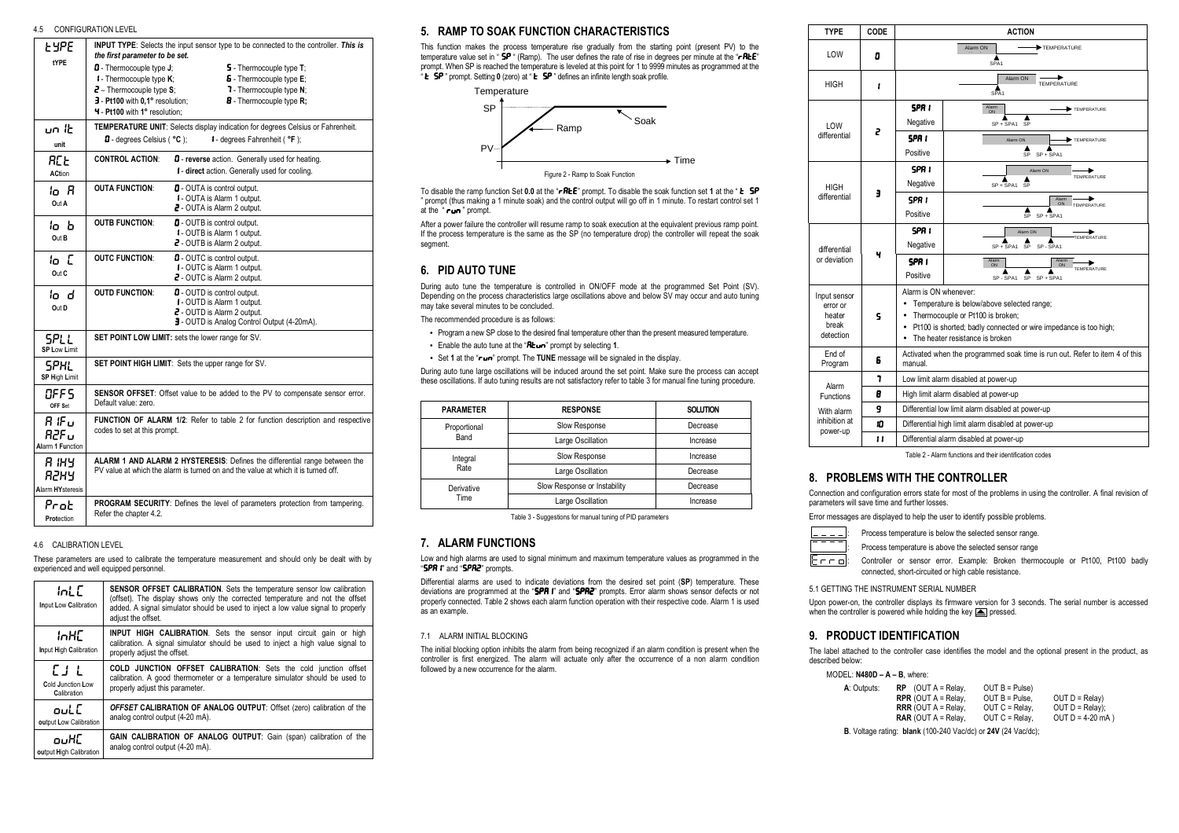### 4.5 CONFIGURATION LEVEL

| | |
|---|---|
| tYPE<br>**tYPE** | **INPUT TYPE**: Selects the input sensor type to be connected to the controller. ***This is the first parameter to be set.***<br>**0** - Thermocouple type **J**; **5** - Thermocouple type **T**;<br>**1** - Thermocouple type **K**; **6** - Thermocouple type **E**;<br>**2** – Thermocouple type **S**; **7** - Thermocouple type **N**;<br>**3** - **Pt100** with **0,1°** resolution; **8** - Thermocouple type **R;**<br>**4** - **Pt100** with **1°** resolution; |
| un1t<br>**unit** | **TEMPERATURE UNIT**: Selects display indication for degrees Celsius or Fahrenheit.<br>**0** - degrees Celsius ( **°C** ); **1** - degrees Fahrenheit ( **°F** ); |
| ACt<br>**ACtion** | **CONTROL ACTION**: **0** - **reverse** action. Generally used for heating.<br>**1** - **direct** action. Generally used for cooling. |
| io A<br>**Out A** | **OUTA FUNCTION**: **0** - OUTA is control output.<br>**1** - OUTA is Alarm 1 output.<br>**2** - OUTA is Alarm 2 output. |
| io b<br>**Out B** | **OUTB FUNCTION**: **0** - OUTB is control output.<br>**1** - OUTB is Alarm 1 output.<br>**2** - OUTB is Alarm 2 output. |
| io C<br>**Out C** | **OUTC FUNCTION**: **0** - OUTC is control output.<br>**1** - OUTC is Alarm 1 output.<br>**2** - OUTC is Alarm 2 output. |
| io d<br>**Out D** | **OUTD FUNCTION**: **0** - OUTD is control output.<br>**1** - OUTD is Alarm 1 output.<br>**2** - OUTD is Alarm 2 output.<br>**3** - OUTD is Analog Control Output (4-20mA). |
| SPLL<br>**SP Low Limit** | **SET POINT LOW LIMIT:** sets the lower range for SV. |
| SPHL<br>**SP High Limit** | **SET POINT HIGH LIMIT**: Sets the upper range for SV. |
| OFFS<br>**OFF Set** | **SENSOR OFFSET**: Offset value to be added to the PV to compensate sensor error. Default value: zero. |
| A1Fu<br>A2Fu<br>**Alarm 1 Function** | **FUNCTION OF ALARM 1/2**: Refer to table 2 for function description and respective codes to set at this prompt. |
| A1HY<br>A2HY<br>**Alarm HYsteresis** | **ALARM 1 AND ALARM 2 HYSTERESIS**: Defines the differential range between the PV value at which the alarm is turned on and the value at which it is turned off. |
| Prot<br>**Protection** | **PROGRAM SECURITY**: Defines the level of parameters protection from tampering. Refer the chapter 4.2. |

### 4.6 CALIBRATION LEVEL

These parameters are used to calibrate the temperature measurement and should only be dealt with by experienced and well equipped personnel.

| | |
|---|---|
| InLC<br>**Input Low Calibration** | **SENSOR OFFSET CALIBRATION**. Sets the temperature sensor low calibration (offset). The display shows only the corrected temperature and not the offset added. A signal simulator should be used to inject a low value signal to properly adjust the offset. |
| InHC<br>**Input High Calibration** | **INPUT HIGH CALIBRATION**. Sets the sensor input circuit gain or high calibration. A signal simulator should be used to inject a high value signal to properly adjust the offset. |
| CJL<br>**Cold Junction Low Calibration** | **COLD JUNCTION OFFSET CALIBRATION**: Sets the cold junction offset calibration. A good thermometer or a temperature simulator should be used to properly adjust this parameter. |
| ouLC<br>**output Low Calibration** | ***OFFSET* CALIBRATION OF ANALOG OUTPUT**: Offset (zero) calibration of the analog control output (4-20 mA). |
| ouHC<br>**output High Calibration** | **GAIN CALIBRATION OF ANALOG OUTPUT**: Gain (span) calibration of the analog control output (4-20 mA). |

## 5. RAMP TO SOAK FUNCTION CHARACTERISTICS

This function makes the process temperature rise gradually from the starting point (present PV) to the temperature value set in " **SP** " (Ramp). The user defines the rate of rise in degrees per minute at the "**rAtE**" prompt. When SP is reached the temperature is leveled at this point for 1 to 9999 minutes as programmed at the " **t SP** " prompt. Setting **0** (zero) at " **t SP** " defines an infinite length soak profile.

Temperature
SP
PV
Ramp
Soak
Time

Figure 2 - Ramp to Soak Function

To disable the ramp function Set **0.0** at the "**rAtE**" prompt. To disable the soak function set **1** at the " **t SP** " prompt (thus making a 1 minute soak) and the control output will go off in 1 minute. To restart control set 1 at the " **run** " prompt.

After a power failure the controller will resume ramp to soak execution at the equivalent previous ramp point. If the process temperature is the same as the SP (no temperature drop) the controller will repeat the soak segment.

## 6. PID AUTO TUNE

During auto tune the temperature is controlled in ON/OFF mode at the programmed Set Point (SV). Depending on the process characteristics large oscillations above and below SV may occur and auto tuning may take several minutes to be concluded.

The recommended procedure is as follows:

- Program a new SP close to the desired final temperature other than the present measured temperature.
- Enable the auto tune at the "**Atun**" prompt by selecting **1**.
- Set **1** at the "**run**" prompt. The **TUNE** message will be signaled in the display.

During auto tune large oscillations will be induced around the set point. Make sure the process can accept these oscillations. If auto tuning results are not satisfactory refer to table 3 for manual fine tuning procedure.

| PARAMETER | RESPONSE | SOLUTION |
|---|---|---|
| Proportional Band | Slow Response | Decrease |
| | Large Oscillation | Increase |
| Integral Rate | Slow Response | Increase |
| | Large Oscillation | Decrease |
| Derivative Time | Slow Response or Instability | Decrease |
| | Large Oscillation | Increase |

Table 3 - Suggestions for manual tuning of PID parameters

## 7. ALARM FUNCTIONS

Low and high alarms are used to signal minimum and maximum temperature values as programmed in the "**SPA1**" and "**SPA2**" prompts.

Differential alarms are used to indicate deviations from the desired set point (**SP**) temperature. These deviations are programmed at the "**SPA1**" and "**SPA2**" prompts. Error alarm shows sensor defects or not properly connected. Table 2 shows each alarm function operation with their respective code. Alarm 1 is used as an example.

### 7.1 ALARM INITIAL BLOCKING

The initial blocking option inhibits the alarm from being recognized if an alarm condition is present when the controller is first energized. The alarm will actuate only after the occurrence of a non alarm condition followed by a new occurrence for the alarm.

| TYPE | CODE | ACTION | |
|---|---|---|---|
| LOW | 0 | Alarm ON; SPA1; TEMPERATURE | |
| HIGH | 1 | Alarm ON; SPA1; TEMPERATURE | |
| LOW differential | 2 | SPA1 Negative | Alarm ON; SP + SPA1, SP; TEMPERATURE |
| | | SPA1 Positive | Alarm ON; SP, SP + SPA1; TEMPERATURE |
| HIGH differential | 3 | SPA1 Negative | Alarm ON; SP + SPA1, SP; TEMPERATURE |
| | | SPA1 Positive | Alarm ON; SP, SP + SPA1; TEMPERATURE |
| differential or deviation | 4 | SPA1 Negative | Alarm ON; SP + SPA1, SP, SP - SPA1; TEMPERATURE |
| | | SPA1 Positive | Alarm ON, Alarm ON; SP - SPA1, SP, SP + SPA1; TEMPERATURE |
| Input sensor error or heater break detection | 5 | Alarm is ON whenever:<br>• Temperature is below/above selected range;<br>• Thermocouple or Pt100 is broken;<br>• Pt100 is shorted; badly connected or wire impedance is too high;<br>• The heater resistance is broken | |
| End of Program | 6 | Activated when the programmed soak time is run out. Refer to item 4 of this manual. | |
| Alarm Functions With alarm inhibition at power-up | 7 | Low limit alarm disabled at power-up | |
| | 8 | High limit alarm disabled at power-up | |
| | 9 | Differential low limit alarm disabled at power-up | |
| | 10 | Differential high limit alarm disabled at power-up | |
| | 11 | Differential alarm disabled at power-up | |

Table 2 - Alarm functions and their identification codes

## 8. PROBLEMS WITH THE CONTROLLER

Connection and configuration errors state for most of the problems in using the controller. A final revision of parameters will save time and further losses.

Error messages are displayed to help the user to identify possible problems.

- ____ : Process temperature is below the selected sensor range.
- ¯¯¯¯ : Process temperature is above the selected sensor range
- Erro : Controller or sensor error. Example: Broken thermocouple or Pt100, Pt100 badly connected, short-circuited or high cable resistance.

### 5.1 GETTING THE INSTRUMENT SERIAL NUMBER

Upon power-on, the controller displays its firmware version for 3 seconds. The serial number is accessed when the controller is powered while holding the key pressed.

## 9. PRODUCT IDENTIFICATION

The label attached to the controller case identifies the model and the optional present in the product, as described below:

MODEL: **N480D – A – B**, where:

**A**: Outputs:

| | | |
|---|---|---|
| **RP** (OUT A = Relay, | OUT B = Pulse) | |
| **RPR** (OUT A = Relay, | OUT B = Pulse, | OUT D = Relay) |
| **RRR** (OUT A = Relay, | OUT C = Relay, | OUT D = Relay); |
| **RAR** (OUT A = Relay, | OUT C = Relay, | OUT D = 4-20 mA ) |

**B**. Voltage rating: **blank** (100-240 Vac/dc) or **24V** (24 Vac/dc);